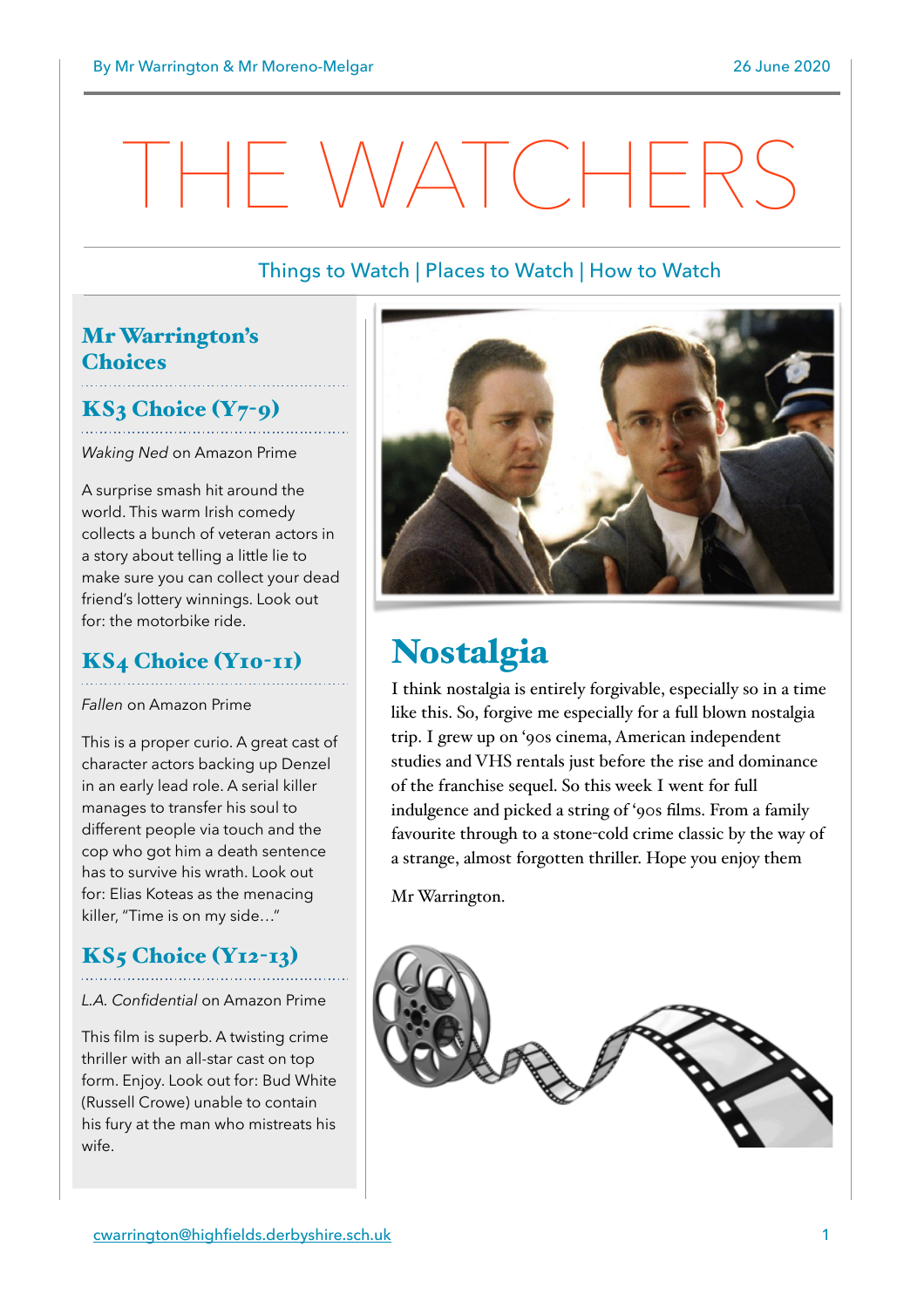By Mr Warrington & Mr Moreno-Melgar

26 June 2020

# THE WATCHERS

Things to Watch | Places to Watch | How to Watch

## Mr Warrington's Choices

### KS3 Choice (Y7-9)

*Waking Ned* on Amazon Prime

A surprise smash hit around the world. This warm Irish comedy collects a bunch of veteran actors in a story about telling a little lie to make sure you can collect your dead friend's lottery winnings. Look out for: the motorbike ride.

### KS4 Choice (Y10-11)

*Fallen* on Amazon Prime

This is a proper curio. A great cast of character actors backing up Denzel in an early lead role. A serial killer manages to transfer his soul to different people via touch and the cop who got him a death sentence has to survive his wrath. Look out for: Elias Koteas as the menacing killer, "Time is on my side…"

### KS5 Choice (Y12-13)

*L.A. Confidential* on Amazon Prime

This film is superb. A twisting crime thriller with an all-star cast on top form. Enjoy. Look out for: Bud White (Russell Crowe) unable to contain his fury at the man who mistreats his wife.

## Nostalgia

I think nostalgia is entirely forgivable, especially so in a time like this. So, forgive me especially for a full blown nostalgia trip. I grew up on '90s cinema, American independent studies and VHS rentals just before the rise and dominance of the franchise sequel. So this week I went for full indulgence and picked a string of '90s films. From a family favourite through to a stone-cold crime classic by the way of a strange, almost forgotten thriller. Hope you enjoy them

Mr Warrington.

cwarrington@highfields.derbyshire.sch.uk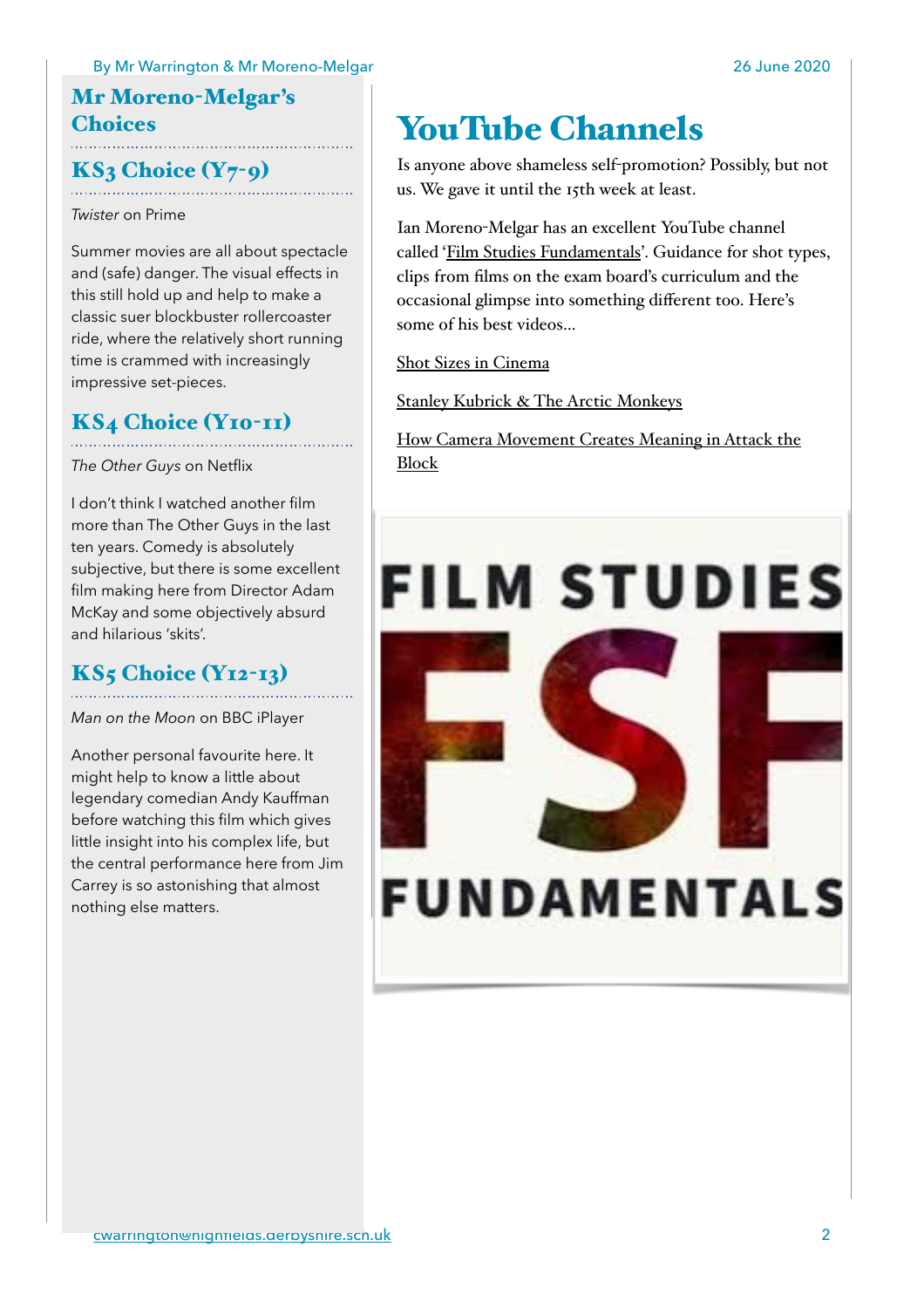## Mr Moreno-Melgar's Choices

### KS3 Choice (Y7-9)

*Twister* on Prime

Summer movies are all about spectacle and (safe) danger. The visual effects in this still hold up and help to make a classic suer blockbuster rollercoaster ride, where the relatively short running time is crammed with increasingly impressive set-pieces.

### KS4 Choice (Y10-11)

*The Other Guys* on Netflix

I don't think I watched another film more than The Other Guys in the last ten years. Comedy is absolutely subjective, but there is some excellent film making here from Director Adam McKay and some objectively absurd and hilarious 'skits'.

### KS5 Choice (Y12-13)

*Man on the Moon* on BBC iPlayer

Another personal favourite here. It might help to know a little about legendary comedian Andy Kauffman before watching this film which gives little insight into his complex life, but the central performance here from Jim Carrey is so astonishing that almost nothing else matters.

# YouTube Channels

Is anyone above shameless self-promotion? Possibly, but not us. We gave it until the 15th week at least.

Ian Moreno-Melgar has an excellent YouTube channel called 'Film Studies Fundamentals'. Guidance for shot types, clips from films on the exam board's curriculum and the occasional glimpse into something different too. Here's some of his best videos...

Shot Sizes in Cinema

Stanley Kubrick & The Arctic Monkeys

How Camera Movement Creates Meaning in Attack the Block

FILM STUDIES
FSF
FUNDAMENTALS